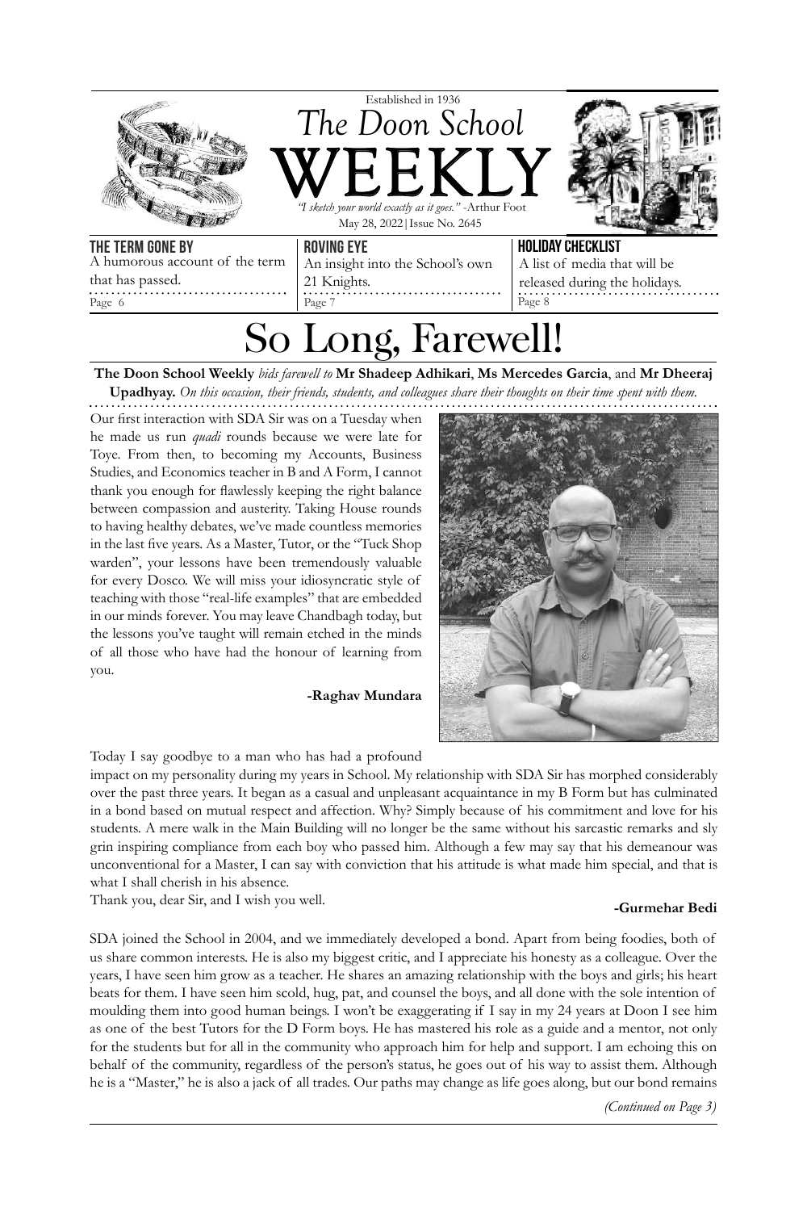Established in 1936

# The Doon School WEEKLY

*"I sketch your world exactly as it goes."* -Arthur Foot

May 28, 2022 | Issue No. 2645

**THE TERM GONE BY**
A humorous account of the term that has passed.
Page 6

**ROVING EYE**
An insight into the School's own 21 Knights.
Page 7

**HOLIDAY CHECKLIST**
A list of media that will be released during the holidays.
Page 8

# So Long, Farewell!

**The Doon School Weekly** *bids farewell to* **Mr Shadeep Adhikari**, **Ms Mercedes Garcia**, and **Mr Dheeraj Upadhyay.** *On this occasion, their friends, students, and colleagues share their thoughts on their time spent with them.*

Our first interaction with SDA Sir was on a Tuesday when he made us run *quadi* rounds because we were late for Toye. From then, to becoming my Accounts, Business Studies, and Economics teacher in B and A Form, I cannot thank you enough for flawlessly keeping the right balance between compassion and austerity. Taking House rounds to having healthy debates, we've made countless memories in the last five years. As a Master, Tutor, or the "Tuck Shop warden", your lessons have been tremendously valuable for every Dosco. We will miss your idiosyncratic style of teaching with those "real-life examples" that are embedded in our minds forever. You may leave Chandbagh today, but the lessons you've taught will remain etched in the minds of all those who have had the honour of learning from you.

**-Raghav Mundara**

Today I say goodbye to a man who has had a profound impact on my personality during my years in School. My relationship with SDA Sir has morphed considerably over the past three years. It began as a casual and unpleasant acquaintance in my B Form but has culminated in a bond based on mutual respect and affection. Why? Simply because of his commitment and love for his students. A mere walk in the Main Building will no longer be the same without his sarcastic remarks and sly grin inspiring compliance from each boy who passed him. Although a few may say that his demeanour was unconventional for a Master, I can say with conviction that his attitude is what made him special, and that is what I shall cherish in his absence.

Thank you, dear Sir, and I wish you well.

**-Gurmehar Bedi**

SDA joined the School in 2004, and we immediately developed a bond. Apart from being foodies, both of us share common interests. He is also my biggest critic, and I appreciate his honesty as a colleague. Over the years, I have seen him grow as a teacher. He shares an amazing relationship with the boys and girls; his heart beats for them. I have seen him scold, hug, pat, and counsel the boys, and all done with the sole intention of moulding them into good human beings. I won't be exaggerating if I say in my 24 years at Doon I see him as one of the best Tutors for the D Form boys. He has mastered his role as a guide and a mentor, not only for the students but for all in the community who approach him for help and support. I am echoing this on behalf of the community, regardless of the person's status, he goes out of his way to assist them. Although he is a "Master," he is also a jack of all trades. Our paths may change as life goes along, but our bond remains

*(Continued on Page 3)*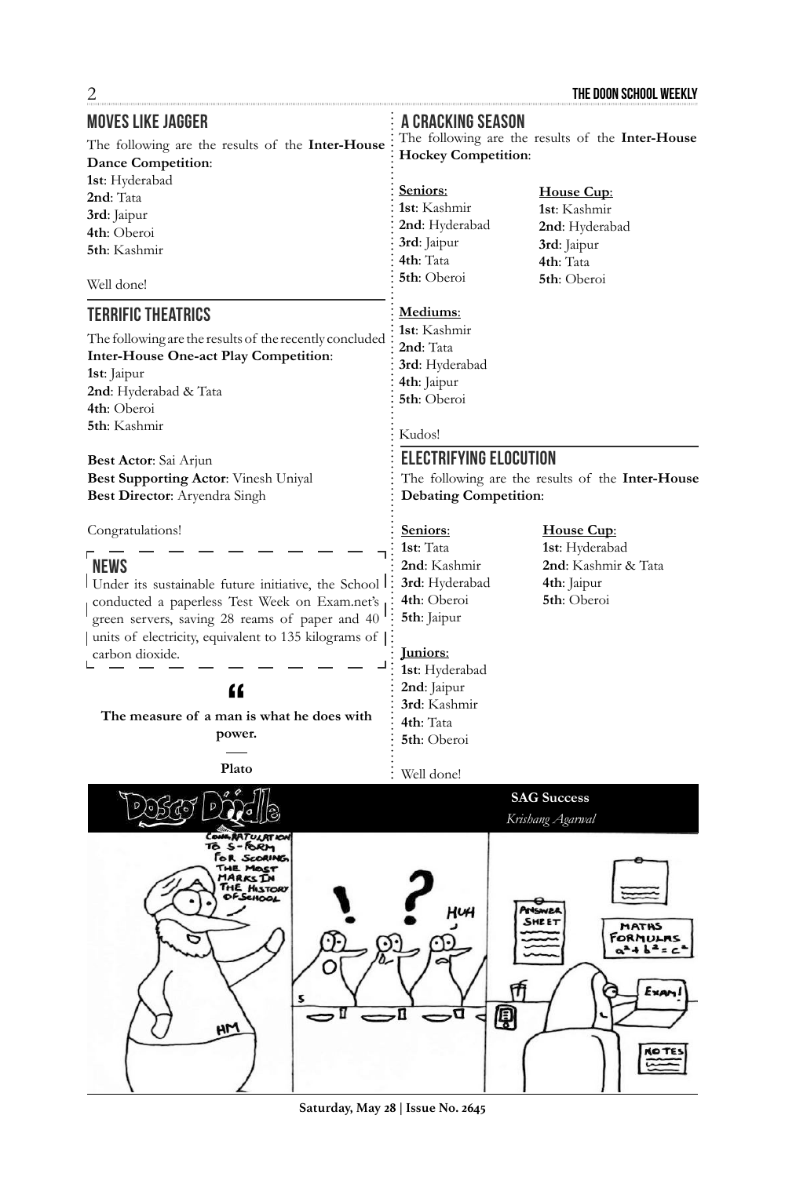## Moves Like Jagger

The following are the results of the **Inter-House Dance Competition**:

**1st**: Hyderabad
**2nd**: Tata
**3rd**: Jaipur
**4th**: Oberoi
**5th**: Kashmir

Well done!

## Terrific Theatrics

The following are the results of the recently concluded **Inter-House One-act Play Competition**:

**1st**: Jaipur
**2nd**: Hyderabad & Tata
**4th**: Oberoi
**5th**: Kashmir

**Best Actor**: Sai Arjun
**Best Supporting Actor**: Vinesh Uniyal
**Best Director**: Aryendra Singh

Congratulations!

## News

Under its sustainable future initiative, the School conducted a paperless Test Week on Exam.net's green servers, saving 28 reams of paper and 40 units of electricity, equivalent to 135 kilograms of carbon dioxide.

> **The measure of a man is what he does with power.**
>
> **Plato**

## A Cracking Season

The following are the results of the **Inter-House Hockey Competition**:

**Seniors**:
**1st**: Kashmir
**2nd**: Hyderabad
**3rd**: Jaipur
**4th**: Tata
**5th**: Oberoi

**House Cup**:
**1st**: Kashmir
**2nd**: Hyderabad
**3rd**: Jaipur
**4th**: Tata
**5th**: Oberoi

**Mediums**:
**1st**: Kashmir
**2nd**: Tata
**3rd**: Hyderabad
**4th**: Jaipur
**5th**: Oberoi

Kudos!

## Electrifying Elocution

The following are the results of the **Inter-House Debating Competition**:

**Seniors**:
**1st**: Tata
**2nd**: Kashmir
**3rd**: Hyderabad
**4th**: Oberoi
**5th**: Jaipur

**House Cup**:
**1st**: Hyderabad
**2nd**: Kashmir & Tata
**4th**: Jaipur
**5th**: Oberoi

**Juniors**:
**1st**: Hyderabad
**2nd**: Jaipur
**3rd**: Kashmir
**4th**: Tata
**5th**: Oberoi

Well done!

**Dosco Doodle**

**SAG Success**

*Krishang Agarwal*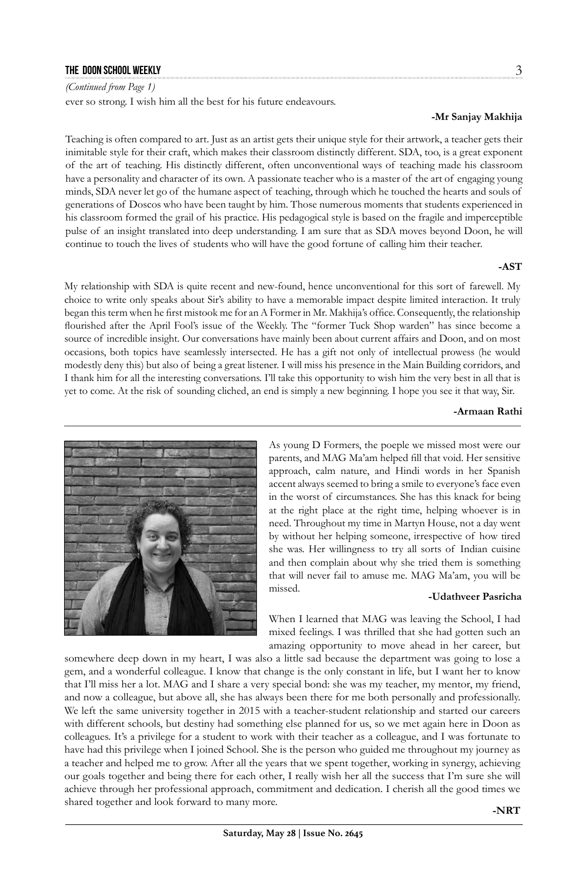*(Continued from Page 1)*

ever so strong. I wish him all the best for his future endeavours.

**-Mr Sanjay Makhija**

Teaching is often compared to art. Just as an artist gets their unique style for their artwork, a teacher gets their inimitable style for their craft, which makes their classroom distinctly different. SDA, too, is a great exponent of the art of teaching. His distinctly different, often unconventional ways of teaching made his classroom have a personality and character of its own. A passionate teacher who is a master of the art of engaging young minds, SDA never let go of the humane aspect of teaching, through which he touched the hearts and souls of generations of Doscos who have been taught by him. Those numerous moments that students experienced in his classroom formed the grail of his practice. His pedagogical style is based on the fragile and imperceptible pulse of an insight translated into deep understanding. I am sure that as SDA moves beyond Doon, he will continue to touch the lives of students who will have the good fortune of calling him their teacher.

**-AST**

My relationship with SDA is quite recent and new-found, hence unconventional for this sort of farewell. My choice to write only speaks about Sir's ability to have a memorable impact despite limited interaction. It truly began this term when he first mistook me for an A Former in Mr. Makhija's office. Consequently, the relationship flourished after the April Fool's issue of the Weekly. The "former Tuck Shop warden" has since become a source of incredible insight. Our conversations have mainly been about current affairs and Doon, and on most occasions, both topics have seamlessly intersected. He has a gift not only of intellectual prowess (he would modestly deny this) but also of being a great listener. I will miss his presence in the Main Building corridors, and I thank him for all the interesting conversations. I'll take this opportunity to wish him the very best in all that is yet to come. At the risk of sounding cliched, an end is simply a new beginning. I hope you see it that way, Sir.

**-Armaan Rathi**

---

As young D Formers, the poeple we missed most were our parents, and MAG Ma'am helped fill that void. Her sensitive approach, calm nature, and Hindi words in her Spanish accent always seemed to bring a smile to everyone's face even in the worst of circumstances. She has this knack for being at the right place at the right time, helping whoever is in need. Throughout my time in Martyn House, not a day went by without her helping someone, irrespective of how tired she was. Her willingness to try all sorts of Indian cuisine and then complain about why she tried them is something that will never fail to amuse me. MAG Ma'am, you will be missed.

**-Udathveer Pasricha**

When I learned that MAG was leaving the School, I had mixed feelings. I was thrilled that she had gotten such an amazing opportunity to move ahead in her career, but somewhere deep down in my heart, I was also a little sad because the department was going to lose a gem, and a wonderful colleague. I know that change is the only constant in life, but I want her to know that I'll miss her a lot. MAG and I share a very special bond: she was my teacher, my mentor, my friend, and now a colleague, but above all, she has always been there for me both personally and professionally. We left the same university together in 2015 with a teacher-student relationship and started our careers with different schools, but destiny had something else planned for us, so we met again here in Doon as colleagues. It's a privilege for a student to work with their teacher as a colleague, and I was fortunate to have had this privilege when I joined School. She is the person who guided me throughout my journey as a teacher and helped me to grow. After all the years that we spent together, working in synergy, achieving our goals together and being there for each other, I really wish her all the success that I'm sure she will achieve through her professional approach, commitment and dedication. I cherish all the good times we shared together and look forward to many more.

**-NRT**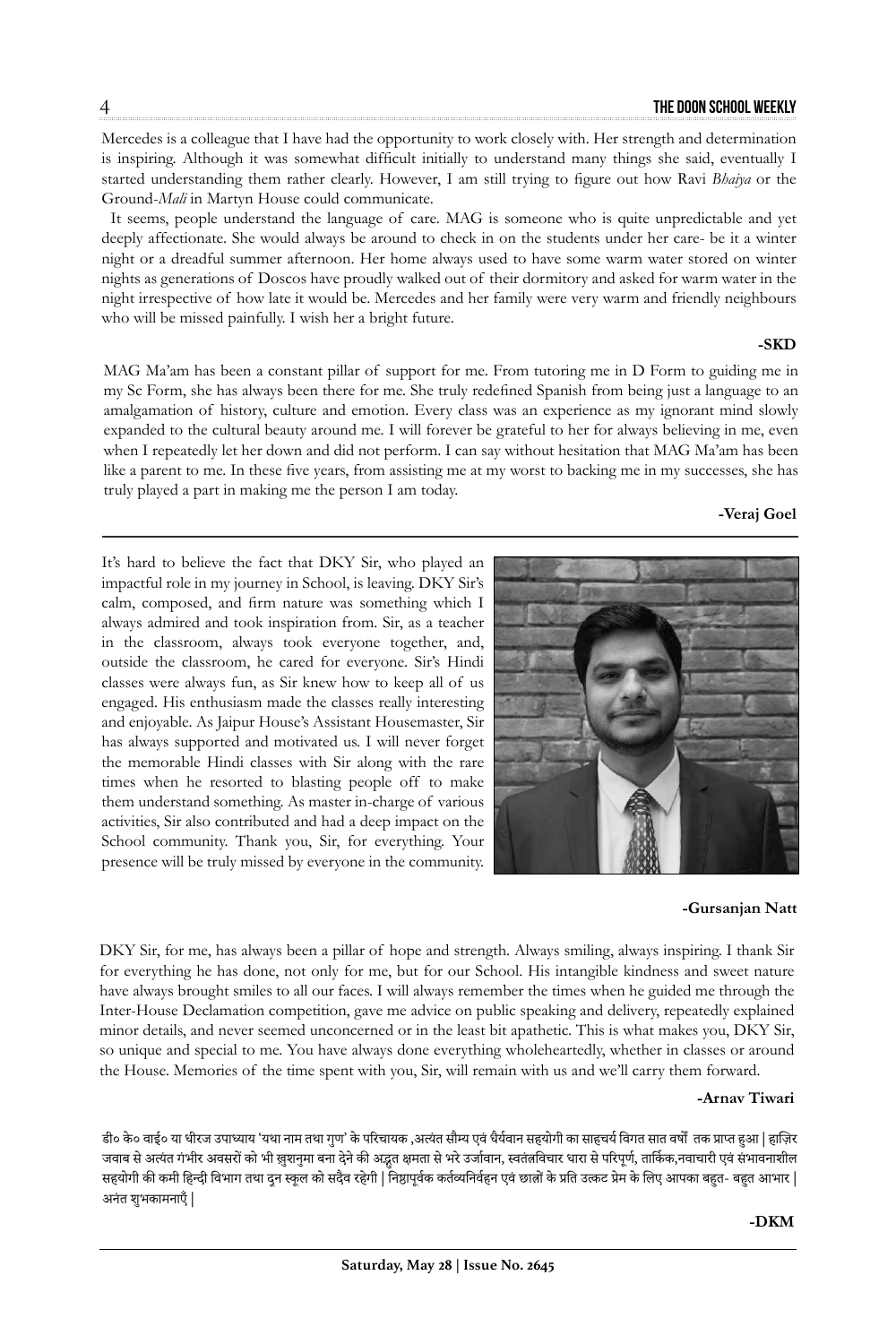Mercedes is a colleague that I have had the opportunity to work closely with. Her strength and determination is inspiring. Although it was somewhat difficult initially to understand many things she said, eventually I started understanding them rather clearly. However, I am still trying to figure out how Ravi *Bhaiya* or the Ground-*Mali* in Martyn House could communicate.

It seems, people understand the language of care. MAG is someone who is quite unpredictable and yet deeply affectionate. She would always be around to check in on the students under her care- be it a winter night or a dreadful summer afternoon. Her home always used to have some warm water stored on winter nights as generations of Doscos have proudly walked out of their dormitory and asked for warm water in the night irrespective of how late it would be. Mercedes and her family were very warm and friendly neighbours who will be missed painfully. I wish her a bright future.

**-SKD**

MAG Ma'am has been a constant pillar of support for me. From tutoring me in D Form to guiding me in my Sc Form, she has always been there for me. She truly redefined Spanish from being just a language to an amalgamation of history, culture and emotion. Every class was an experience as my ignorant mind slowly expanded to the cultural beauty around me. I will forever be grateful to her for always believing in me, even when I repeatedly let her down and did not perform. I can say without hesitation that MAG Ma'am has been like a parent to me. In these five years, from assisting me at my worst to backing me in my successes, she has truly played a part in making me the person I am today.

**-Veraj Goel**

---

It's hard to believe the fact that DKY Sir, who played an impactful role in my journey in School, is leaving. DKY Sir's calm, composed, and firm nature was something which I always admired and took inspiration from. Sir, as a teacher in the classroom, always took everyone together, and, outside the classroom, he cared for everyone. Sir's Hindi classes were always fun, as Sir knew how to keep all of us engaged. His enthusiasm made the classes really interesting and enjoyable. As Jaipur House's Assistant Housemaster, Sir has always supported and motivated us. I will never forget the memorable Hindi classes with Sir along with the rare times when he resorted to blasting people off to make them understand something. As master in-charge of various activities, Sir also contributed and had a deep impact on the School community. Thank you, Sir, for everything. Your presence will be truly missed by everyone in the community.

**-Gursanjan Natt**

DKY Sir, for me, has always been a pillar of hope and strength. Always smiling, always inspiring. I thank Sir for everything he has done, not only for me, but for our School. His intangible kindness and sweet nature have always brought smiles to all our faces. I will always remember the times when he guided me through the Inter-House Declamation competition, gave me advice on public speaking and delivery, repeatedly explained minor details, and never seemed unconcerned or in the least bit apathetic. This is what makes you, DKY Sir, so unique and special to me. You have always done everything wholeheartedly, whether in classes or around the House. Memories of the time spent with you, Sir, will remain with us and we'll carry them forward.

**-Arnav Tiwari**

डी० के० वाई० या धीरज उपाध्याय 'यथा नाम तथा गुण' के परिचायक ,अत्यंत सौम्य एवं धैर्यवान सहयोगी का साहचर्य विगत सात वर्षों तक प्राप्त हुआ | हाज़िर जवाब से अत्यंत गंभीर अवसरों को भी ख़ुशनुमा बना देने की अद्भुत क्षमता से भरे उर्जावान, स्वतंत्रविचार धारा से परिपूर्ण, तार्किक,नवाचारी एवं संभावनाशील सहयोगी की कमी हिन्दी विभाग तथा दून स्कूल को सदैव रहेगी | निष्ठापूर्वक कर्तव्यनिर्वहन एवं छात्रों के प्रति उत्कट प्रेम के लिए आपका बहुत- बहुत आभार | अनंत शुभकामनाएँ |

**-DKM**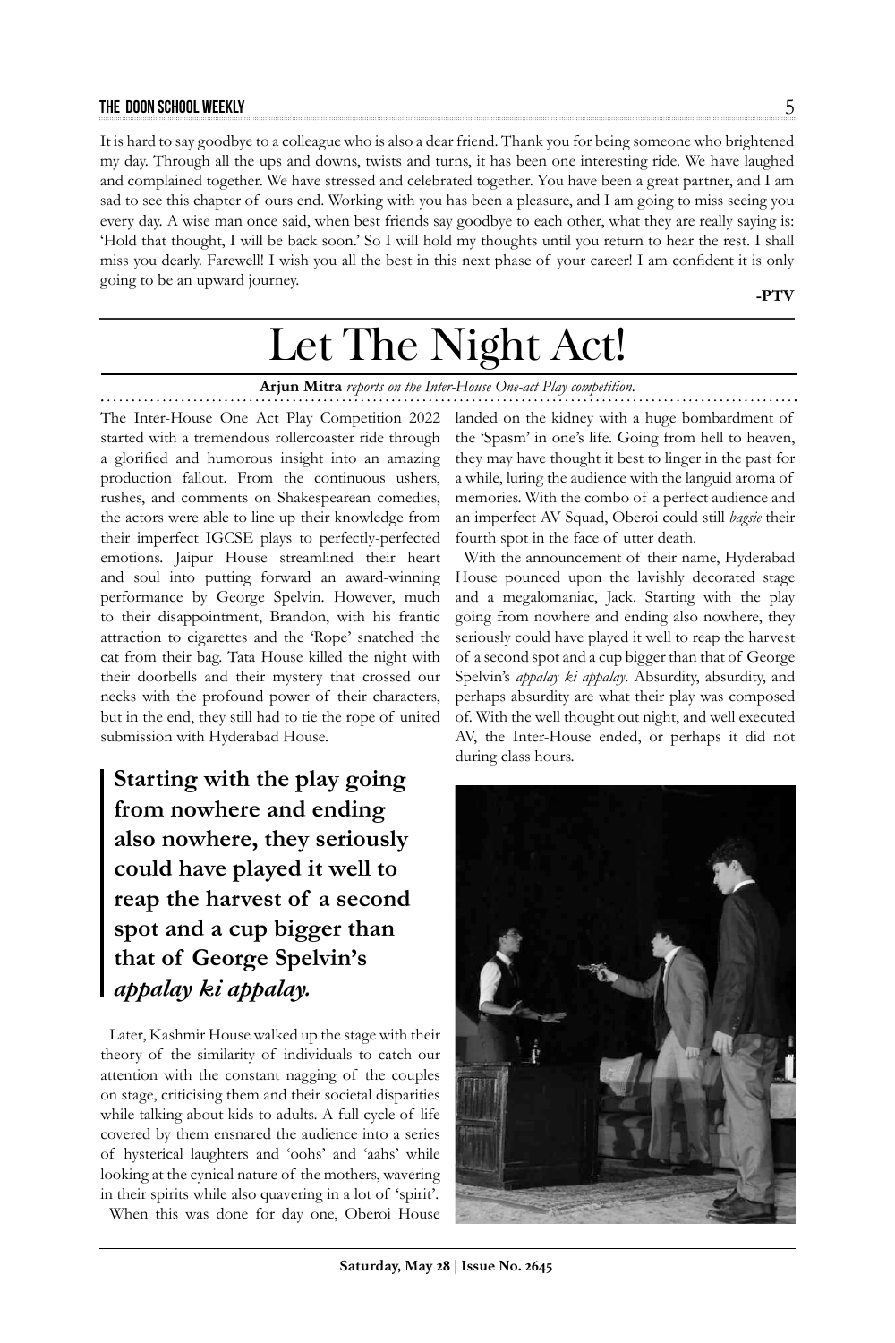It is hard to say goodbye to a colleague who is also a dear friend. Thank you for being someone who brightened my day. Through all the ups and downs, twists and turns, it has been one interesting ride. We have laughed and complained together. We have stressed and celebrated together. You have been a great partner, and I am sad to see this chapter of ours end. Working with you has been a pleasure, and I am going to miss seeing you every day. A wise man once said, when best friends say goodbye to each other, what they are really saying is: 'Hold that thought, I will be back soon.' So I will hold my thoughts until you return to hear the rest. I shall miss you dearly. Farewell! I wish you all the best in this next phase of your career! I am confident it is only going to be an upward journey.

**-PTV**

# Let The Night Act!

**Arjun Mitra** *reports on the Inter-House One-act Play competition.*

The Inter-House One Act Play Competition 2022 started with a tremendous rollercoaster ride through a glorified and humorous insight into an amazing production fallout. From the continuous ushers, rushes, and comments on Shakespearean comedies, the actors were able to line up their knowledge from their imperfect IGCSE plays to perfectly-perfected emotions. Jaipur House streamlined their heart and soul into putting forward an award-winning performance by George Spelvin. However, much to their disappointment, Brandon, with his frantic attraction to cigarettes and the 'Rope' snatched the cat from their bag. Tata House killed the night with their doorbells and their mystery that crossed our necks with the profound power of their characters, but in the end, they still had to tie the rope of united submission with Hyderabad House.

> **Starting with the play going from nowhere and ending also nowhere, they seriously could have played it well to reap the harvest of a second spot and a cup bigger than that of George Spelvin's *appalay ki appalay.***

Later, Kashmir House walked up the stage with their theory of the similarity of individuals to catch our attention with the constant nagging of the couples on stage, criticising them and their societal disparities while talking about kids to adults. A full cycle of life covered by them ensnared the audience into a series of hysterical laughters and 'oohs' and 'aahs' while looking at the cynical nature of the mothers, wavering in their spirits while also quavering in a lot of 'spirit'.

When this was done for day one, Oberoi House landed on the kidney with a huge bombardment of the 'Spasm' in one's life. Going from hell to heaven, they may have thought it best to linger in the past for a while, luring the audience with the languid aroma of memories. With the combo of a perfect audience and an imperfect AV Squad, Oberoi could still *bagsie* their fourth spot in the face of utter death.

With the announcement of their name, Hyderabad House pounced upon the lavishly decorated stage and a megalomaniac, Jack. Starting with the play going from nowhere and ending also nowhere, they seriously could have played it well to reap the harvest of a second spot and a cup bigger than that of George Spelvin's *appalay ki appalay*. Absurdity, absurdity, and perhaps absurdity are what their play was composed of. With the well thought out night, and well executed AV, the Inter-House ended, or perhaps it did not during class hours.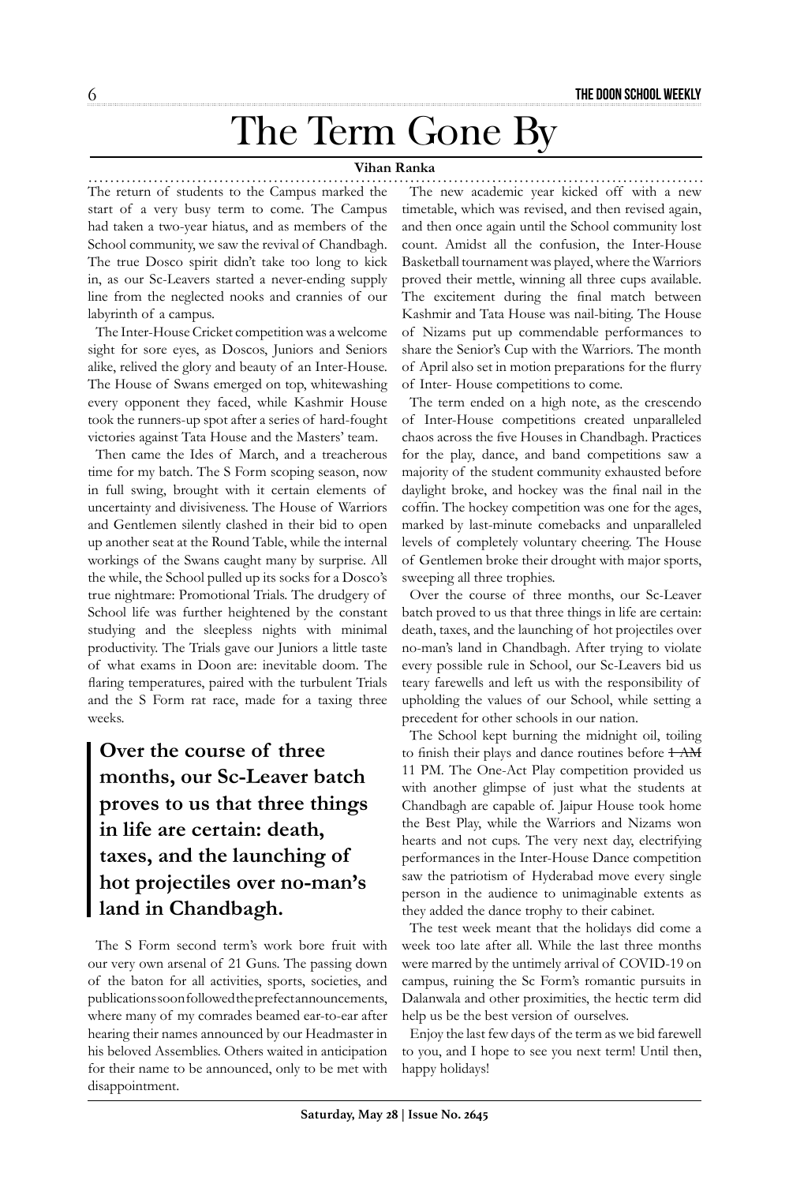# The Term Gone By

**Vihan Ranka**

The return of students to the Campus marked the start of a very busy term to come. The Campus had taken a two-year hiatus, and as members of the School community, we saw the revival of Chandbagh. The true Dosco spirit didn't take too long to kick in, as our Sc-Leavers started a never-ending supply line from the neglected nooks and crannies of our labyrinth of a campus.

The Inter-House Cricket competition was a welcome sight for sore eyes, as Doscos, Juniors and Seniors alike, relived the glory and beauty of an Inter-House. The House of Swans emerged on top, whitewashing every opponent they faced, while Kashmir House took the runners-up spot after a series of hard-fought victories against Tata House and the Masters' team.

Then came the Ides of March, and a treacherous time for my batch. The S Form scoping season, now in full swing, brought with it certain elements of uncertainty and divisiveness. The House of Warriors and Gentlemen silently clashed in their bid to open up another seat at the Round Table, while the internal workings of the Swans caught many by surprise. All the while, the School pulled up its socks for a Dosco's true nightmare: Promotional Trials. The drudgery of School life was further heightened by the constant studying and the sleepless nights with minimal productivity. The Trials gave our Juniors a little taste of what exams in Doon are: inevitable doom. The flaring temperatures, paired with the turbulent Trials and the S Form rat race, made for a taxing three weeks.

> **Over the course of three months, our Sc-Leaver batch proves to us that three things in life are certain: death, taxes, and the launching of hot projectiles over no-man's land in Chandbagh.**

The S Form second term's work bore fruit with our very own arsenal of 21 Guns. The passing down of the baton for all activities, sports, societies, and publications soon followed the prefect announcements, where many of my comrades beamed ear-to-ear after hearing their names announced by our Headmaster in his beloved Assemblies. Others waited in anticipation for their name to be announced, only to be met with disappointment.

The new academic year kicked off with a new timetable, which was revised, and then revised again, and then once again until the School community lost count. Amidst all the confusion, the Inter-House Basketball tournament was played, where the Warriors proved their mettle, winning all three cups available. The excitement during the final match between Kashmir and Tata House was nail-biting. The House of Nizams put up commendable performances to share the Senior's Cup with the Warriors. The month of April also set in motion preparations for the flurry of Inter- House competitions to come.

The term ended on a high note, as the crescendo of Inter-House competitions created unparalleled chaos across the five Houses in Chandbagh. Practices for the play, dance, and band competitions saw a majority of the student community exhausted before daylight broke, and hockey was the final nail in the coffin. The hockey competition was one for the ages, marked by last-minute comebacks and unparalleled levels of completely voluntary cheering. The House of Gentlemen broke their drought with major sports, sweeping all three trophies.

Over the course of three months, our Sc-Leaver batch proved to us that three things in life are certain: death, taxes, and the launching of hot projectiles over no-man's land in Chandbagh. After trying to violate every possible rule in School, our Sc-Leavers bid us teary farewells and left us with the responsibility of upholding the values of our School, while setting a precedent for other schools in our nation.

The School kept burning the midnight oil, toiling to finish their plays and dance routines before ~~1 AM~~ 11 PM. The One-Act Play competition provided us with another glimpse of just what the students at Chandbagh are capable of. Jaipur House took home the Best Play, while the Warriors and Nizams won hearts and not cups. The very next day, electrifying performances in the Inter-House Dance competition saw the patriotism of Hyderabad move every single person in the audience to unimaginable extents as they added the dance trophy to their cabinet.

The test week meant that the holidays did come a week too late after all. While the last three months were marred by the untimely arrival of COVID-19 on campus, ruining the Sc Form's romantic pursuits in Dalanwala and other proximities, the hectic term did help us be the best version of ourselves.

Enjoy the last few days of the term as we bid farewell to you, and I hope to see you next term! Until then, happy holidays!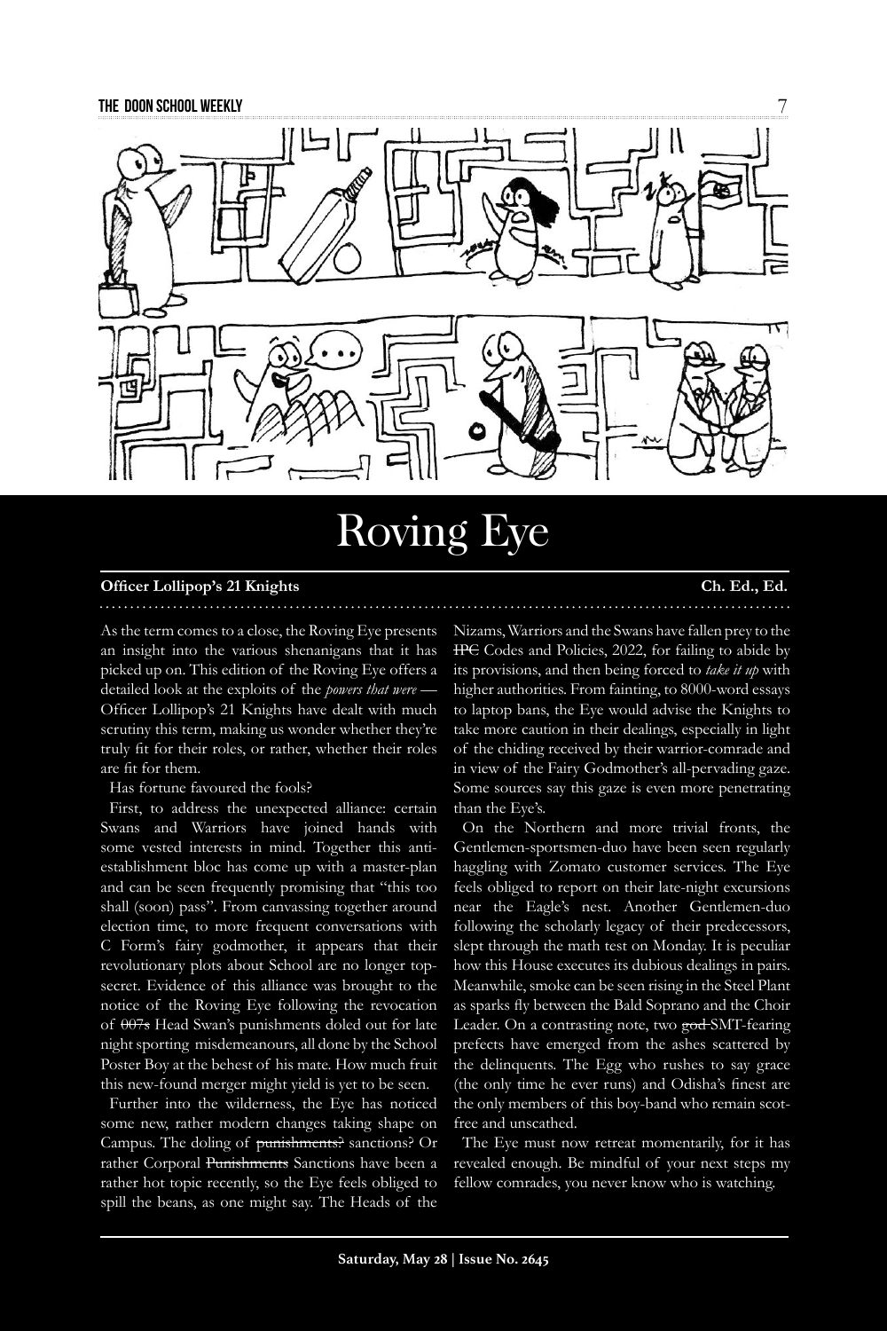# Roving Eye

**Officer Lollipop's 21 Knights** **Ch. Ed., Ed.**

As the term comes to a close, the Roving Eye presents an insight into the various shenanigans that it has picked up on. This edition of the Roving Eye offers a detailed look at the exploits of the *powers that were* — Officer Lollipop's 21 Knights have dealt with much scrutiny this term, making us wonder whether they're truly fit for their roles, or rather, whether their roles are fit for them.

Has fortune favoured the fools?

First, to address the unexpected alliance: certain Swans and Warriors have joined hands with some vested interests in mind. Together this anti-establishment bloc has come up with a master-plan and can be seen frequently promising that "this too shall (soon) pass". From canvassing together around election time, to more frequent conversations with C Form's fairy godmother, it appears that their revolutionary plots about School are no longer top-secret. Evidence of this alliance was brought to the notice of the Roving Eye following the revocation of ~~007s~~ Head Swan's punishments doled out for late night sporting misdemeanours, all done by the School Poster Boy at the behest of his mate. How much fruit this new-found merger might yield is yet to be seen.

Further into the wilderness, the Eye has noticed some new, rather modern changes taking shape on Campus. The doling of ~~punishments?~~ sanctions? Or rather Corporal ~~Punishments~~ Sanctions have been a rather hot topic recently, so the Eye feels obliged to spill the beans, as one might say. The Heads of the Nizams, Warriors and the Swans have fallen prey to the ~~IPC~~ Codes and Policies, 2022, for failing to abide by its provisions, and then being forced to *take it up* with higher authorities. From fainting, to 8000-word essays to laptop bans, the Eye would advise the Knights to take more caution in their dealings, especially in light of the chiding received by their warrior-comrade and in view of the Fairy Godmother's all-pervading gaze. Some sources say this gaze is even more penetrating than the Eye's.

On the Northern and more trivial fronts, the Gentlemen-sportsmen-duo have been seen regularly haggling with Zomato customer services. The Eye feels obliged to report on their late-night excursions near the Eagle's nest. Another Gentlemen-duo following the scholarly legacy of their predecessors, slept through the math test on Monday. It is peculiar how this House executes its dubious dealings in pairs. Meanwhile, smoke can be seen rising in the Steel Plant as sparks fly between the Bald Soprano and the Choir Leader. On a contrasting note, two ~~god~~ SMT-fearing prefects have emerged from the ashes scattered by the delinquents. The Egg who rushes to say grace (the only time he ever runs) and Odisha's finest are the only members of this boy-band who remain scot-free and unscathed.

The Eye must now retreat momentarily, for it has revealed enough. Be mindful of your next steps my fellow comrades, you never know who is watching.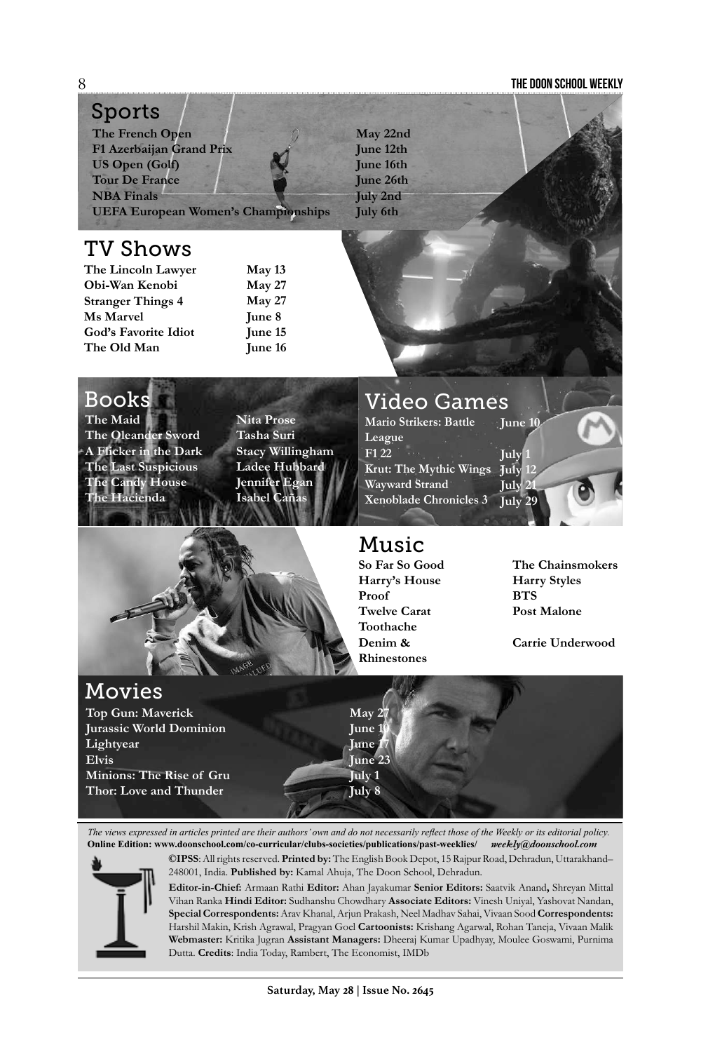## Sports

| | |
|---|---|
| **The French Open** | **May 22nd** |
| **F1 Azerbaijan Grand Prix** | **June 12th** |
| **US Open (Golf)** | **June 16th** |
| **Tour De France** | **June 26th** |
| **NBA Finals** | **July 2nd** |
| **UEFA European Women's Championships** | **July 6th** |

## TV Shows

| | |
|---|---|
| **The Lincoln Lawyer** | **May 13** |
| **Obi-Wan Kenobi** | **May 27** |
| **Stranger Things 4** | **May 27** |
| **Ms Marvel** | **June 8** |
| **God's Favorite Idiot** | **June 15** |
| **The Old Man** | **June 16** |

## Books

| | |
|---|---|
| **The Maid** | **Nita Prose** |
| **The Oleander Sword** | **Tasha Suri** |
| **A Flicker in the Dark** | **Stacy Willingham** |
| **The Last Suspicious** | **Ladee Hubbard** |
| **The Candy House** | **Jennifer Egan** |
| **The Hacienda** | **Isabel Cañas** |

## Video Games

| | |
|---|---|
| **Mario Strikers: Battle League** | **June 10** |
| **F1 22** | **July 1** |
| **Krut: The Mythic Wings** | **July 12** |
| **Wayward Strand** | **July 21** |
| **Xenoblade Chronicles 3** | **July 29** |

## Music

| | |
|---|---|
| **So Far So Good** | **The Chainsmokers** |
| **Harry's House** | **Harry Styles** |
| **Proof** | **BTS** |
| **Twelve Carat Toothache** | **Post Malone** |
| **Denim & Rhinestones** | **Carrie Underwood** |

## Movies

| | |
|---|---|
| **Top Gun: Maverick** | **May 27** |
| **Jurassic World Dominion** | **June 10** |
| **Lightyear** | **June 17** |
| **Elvis** | **June 23** |
| **Minions: The Rise of Gru** | **July 1** |
| **Thor: Love and Thunder** | **July 8** |

*The views expressed in articles printed are their authors' own and do not necessarily reflect those of the Weekly or its editorial policy.*
**Online Edition: www.doonschool.com/co-curricular/clubs-societies/publications/past-weeklies/** ***weekly@doonschool.com***

**©IPSS**: All rights reserved. **Printed by:** The English Book Depot, 15 Rajpur Road, Dehradun, Uttarakhand–248001, India. **Published by:** Kamal Ahuja, The Doon School, Dehradun.

**Editor-in-Chief:** Armaan Rathi **Editor:** Ahan Jayakumar **Senior Editors:** Saatvik Anand**,** Shreyan Mittal Vihan Ranka **Hindi Editor:** Sudhanshu Chowdhary **Associate Editors:** Vinesh Uniyal, Yashovat Nandan, **Special Correspondents:** Arav Khanal, Arjun Prakash, Neel Madhav Sahai, Vivaan Sood **Correspondents:** Harshil Makin, Krish Agrawal, Pragyan Goel **Cartoonists:** Krishang Agarwal, Rohan Taneja, Vivaan Malik **Webmaster:** Kritika Jugran **Assistant Managers:** Dheeraj Kumar Upadhyay, Moulee Goswami, Purnima Dutta. **Credits**: India Today, Rambert, The Economist, IMDb

**Saturday, May 28 | Issue No. 2645**